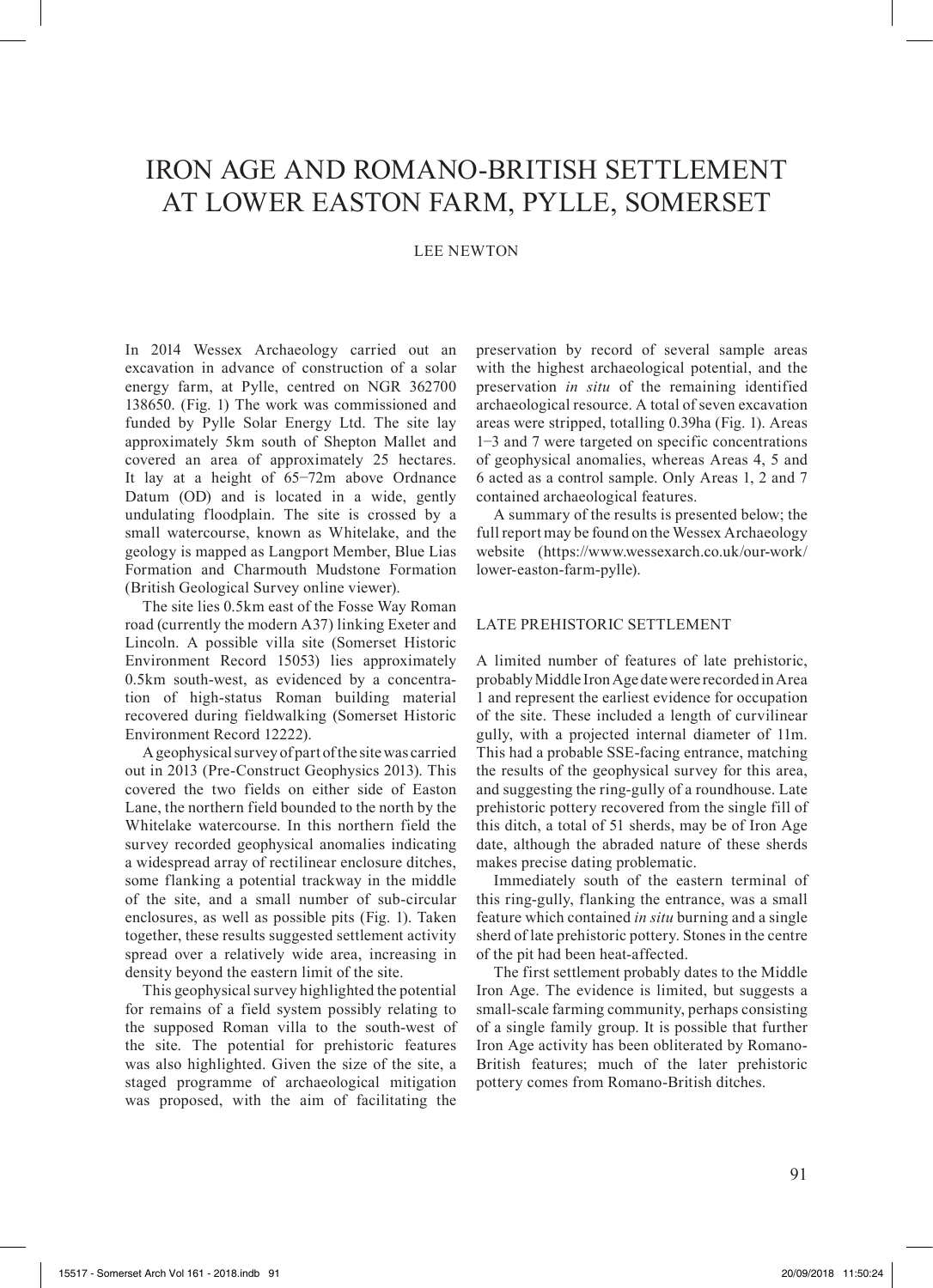# IRON AGE AND ROMANO-BRITISH SETTLEMENT AT LOWER EASTON FARM, PYLLE, SOMERSET

LEE NEWTON

In 2014 Wessex Archaeology carried out an excavation in advance of construction of a solar energy farm, at Pylle, centred on NGR 362700 138650. (Fig. 1) The work was commissioned and funded by Pylle Solar Energy Ltd. The site lay approximately 5km south of Shepton Mallet and covered an area of approximately 25 hectares. It lay at a height of 65–72m above Ordnance Datum (OD) and is located in a wide, gently undulating floodplain. The site is crossed by a small watercourse, known as Whitelake, and the geology is mapped as Langport Member, Blue Lias Formation and Charmouth Mudstone Formation (British Geological Survey online viewer).

The site lies 0.5km east of the Fosse Way Roman road (currently the modern A37) linking Exeter and Lincoln. A possible villa site (Somerset Historic Environment Record 15053) lies approximately 0.5km south-west, as evidenced by a concentration of high-status Roman building material recovered during fieldwalking (Somerset Historic Environment Record 12222).

A geophysical survey of part of the site was carried out in 2013 (Pre-Construct Geophysics 2013). This covered the two fields on either side of Easton Lane, the northern field bounded to the north by the Whitelake watercourse. In this northern field the survey recorded geophysical anomalies indicating a widespread array of rectilinear enclosure ditches, some flanking a potential trackway in the middle of the site, and a small number of sub-circular enclosures, as well as possible pits (Fig. 1). Taken together, these results suggested settlement activity spread over a relatively wide area, increasing in density beyond the eastern limit of the site.

This geophysical survey highlighted the potential for remains of a field system possibly relating to the supposed Roman villa to the south-west of the site. The potential for prehistoric features was also highlighted. Given the size of the site, a staged programme of archaeological mitigation was proposed, with the aim of facilitating the preservation by record of several sample areas with the highest archaeological potential, and the preservation *in situ* of the remaining identified archaeological resource. A total of seven excavation areas were stripped, totalling 0.39ha (Fig. 1). Areas 1–3 and 7 were targeted on specific concentrations of geophysical anomalies, whereas Areas 4, 5 and 6 acted as a control sample. Only Areas 1, 2 and 7 contained archaeological features.

A summary of the results is presented below; the full report may be found on the Wessex Archaeology website (https://www.wessexarch.co.uk/our-work/lower-easton-farm-pylle).

## LATE PREHISTORIC SETTLEMENT

A limited number of features of late prehistoric, probably Middle Iron Age date were recorded in Area 1 and represent the earliest evidence for occupation of the site. These included a length of curvilinear gully, with a projected internal diameter of 11m. This had a probable SSE-facing entrance, matching the results of the geophysical survey for this area, and suggesting the ring-gully of a roundhouse. Late prehistoric pottery recovered from the single fill of this ditch, a total of 51 sherds, may be of Iron Age date, although the abraded nature of these sherds makes precise dating problematic.

Immediately south of the eastern terminal of this ring-gully, flanking the entrance, was a small feature which contained *in situ* burning and a single sherd of late prehistoric pottery. Stones in the centre of the pit had been heat-affected.

The first settlement probably dates to the Middle Iron Age. The evidence is limited, but suggests a small-scale farming community, perhaps consisting of a single family group. It is possible that further Iron Age activity has been obliterated by Romano-British features; much of the later prehistoric pottery comes from Romano-British ditches.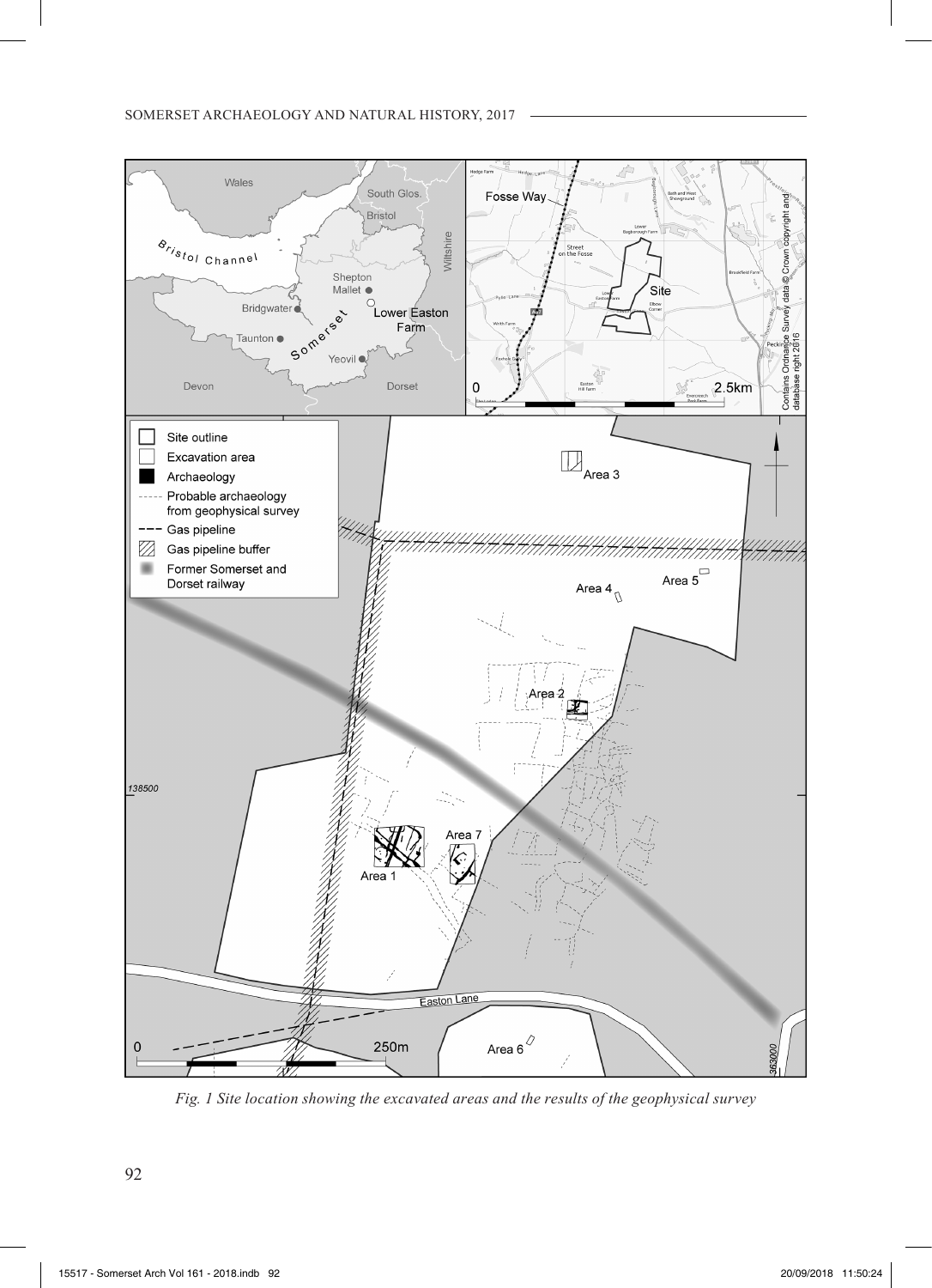*Fig. 1 Site location showing the excavated areas and the results of the geophysical survey*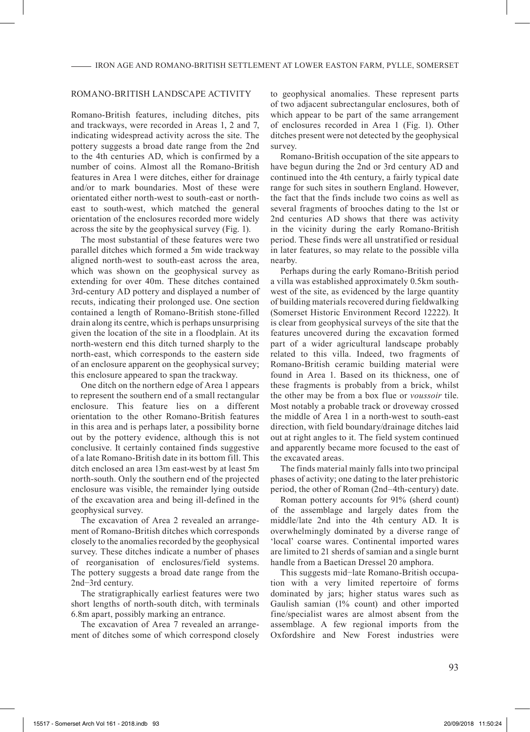## ROMANO-BRITISH LANDSCAPE ACTIVITY

Romano-British features, including ditches, pits and trackways, were recorded in Areas 1, 2 and 7, indicating widespread activity across the site. The pottery suggests a broad date range from the 2nd to the 4th centuries AD, which is confirmed by a number of coins. Almost all the Romano-British features in Area 1 were ditches, either for drainage and/or to mark boundaries. Most of these were orientated either north-west to south-east or north-east to south-west, which matched the general orientation of the enclosures recorded more widely across the site by the geophysical survey (Fig. 1).

The most substantial of these features were two parallel ditches which formed a 5m wide trackway aligned north-west to south-east across the area, which was shown on the geophysical survey as extending for over 40m. These ditches contained 3rd-century AD pottery and displayed a number of recuts, indicating their prolonged use. One section contained a length of Romano-British stone-filled drain along its centre, which is perhaps unsurprising given the location of the site in a floodplain. At its north-western end this ditch turned sharply to the north-east, which corresponds to the eastern side of an enclosure apparent on the geophysical survey; this enclosure appeared to span the trackway.

One ditch on the northern edge of Area 1 appears to represent the southern end of a small rectangular enclosure. This feature lies on a different orientation to the other Romano-British features in this area and is perhaps later, a possibility borne out by the pottery evidence, although this is not conclusive. It certainly contained finds suggestive of a late Romano-British date in its bottom fill. This ditch enclosed an area 13m east-west by at least 5m north-south. Only the southern end of the projected enclosure was visible, the remainder lying outside of the excavation area and being ill-defined in the geophysical survey.

The excavation of Area 2 revealed an arrangement of Romano-British ditches which corresponds closely to the anomalies recorded by the geophysical survey. These ditches indicate a number of phases of reorganisation of enclosures/field systems. The pottery suggests a broad date range from the 2nd–3rd century.

The stratigraphically earliest features were two short lengths of north-south ditch, with terminals 6.8m apart, possibly marking an entrance.

The excavation of Area 7 revealed an arrangement of ditches some of which correspond closely to geophysical anomalies. These represent parts of two adjacent subrectangular enclosures, both of which appear to be part of the same arrangement of enclosures recorded in Area 1 (Fig. 1). Other ditches present were not detected by the geophysical survey.

Romano-British occupation of the site appears to have begun during the 2nd or 3rd century AD and continued into the 4th century, a fairly typical date range for such sites in southern England. However, the fact that the finds include two coins as well as several fragments of brooches dating to the 1st or 2nd centuries AD shows that there was activity in the vicinity during the early Romano-British period. These finds were all unstratified or residual in later features, so may relate to the possible villa nearby.

Perhaps during the early Romano-British period a villa was established approximately 0.5km south-west of the site, as evidenced by the large quantity of building materials recovered during fieldwalking (Somerset Historic Environment Record 12222). It is clear from geophysical surveys of the site that the features uncovered during the excavation formed part of a wider agricultural landscape probably related to this villa. Indeed, two fragments of Romano-British ceramic building material were found in Area 1. Based on its thickness, one of these fragments is probably from a brick, whilst the other may be from a box flue or *voussoir* tile. Most notably a probable track or droveway crossed the middle of Area 1 in a north-west to south-east direction, with field boundary/drainage ditches laid out at right angles to it. The field system continued and apparently became more focused to the east of the excavated areas.

The finds material mainly falls into two principal phases of activity; one dating to the later prehistoric period, the other of Roman (2nd–4th-century) date.

Roman pottery accounts for 91% (sherd count) of the assemblage and largely dates from the middle/late 2nd into the 4th century AD. It is overwhelmingly dominated by a diverse range of 'local' coarse wares. Continental imported wares are limited to 21 sherds of samian and a single burnt handle from a Baetican Dressel 20 amphora.

This suggests mid–late Romano-British occupation with a very limited repertoire of forms dominated by jars; higher status wares such as Gaulish samian (1% count) and other imported fine/specialist wares are almost absent from the assemblage. A few regional imports from the Oxfordshire and New Forest industries were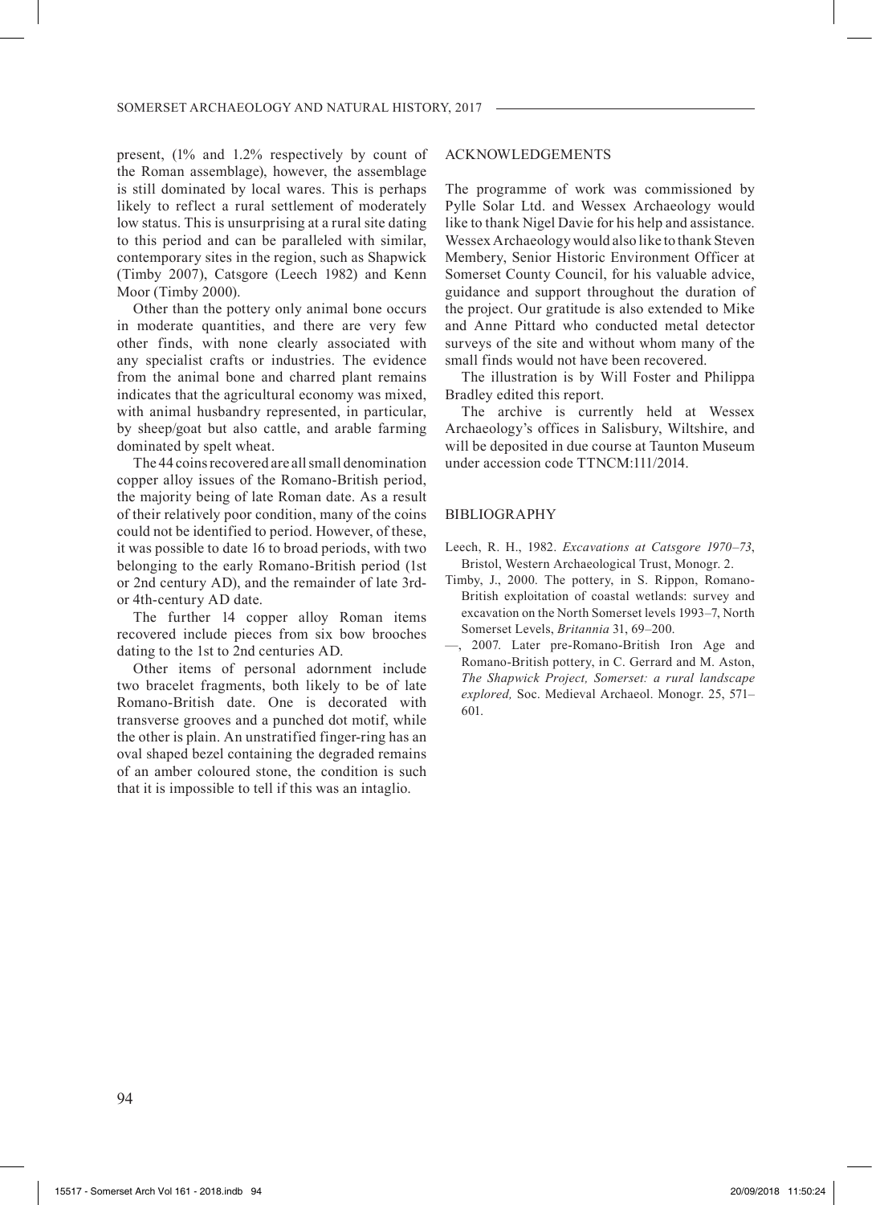present, (1% and 1.2% respectively by count of the Roman assemblage), however, the assemblage is still dominated by local wares. This is perhaps likely to reflect a rural settlement of moderately low status. This is unsurprising at a rural site dating to this period and can be paralleled with similar, contemporary sites in the region, such as Shapwick (Timby 2007), Catsgore (Leech 1982) and Kenn Moor (Timby 2000).

Other than the pottery only animal bone occurs in moderate quantities, and there are very few other finds, with none clearly associated with any specialist crafts or industries. The evidence from the animal bone and charred plant remains indicates that the agricultural economy was mixed, with animal husbandry represented, in particular, by sheep/goat but also cattle, and arable farming dominated by spelt wheat.

The 44 coins recovered are all small denomination copper alloy issues of the Romano-British period, the majority being of late Roman date. As a result of their relatively poor condition, many of the coins could not be identified to period. However, of these, it was possible to date 16 to broad periods, with two belonging to the early Romano-British period (1st or 2nd century AD), and the remainder of late 3rd- or 4th-century AD date.

The further 14 copper alloy Roman items recovered include pieces from six bow brooches dating to the 1st to 2nd centuries AD.

Other items of personal adornment include two bracelet fragments, both likely to be of late Romano-British date. One is decorated with transverse grooves and a punched dot motif, while the other is plain. An unstratified finger-ring has an oval shaped bezel containing the degraded remains of an amber coloured stone, the condition is such that it is impossible to tell if this was an intaglio.

## ACKNOWLEDGEMENTS

The programme of work was commissioned by Pylle Solar Ltd. and Wessex Archaeology would like to thank Nigel Davie for his help and assistance. Wessex Archaeology would also like to thank Steven Membery, Senior Historic Environment Officer at Somerset County Council, for his valuable advice, guidance and support throughout the duration of the project. Our gratitude is also extended to Mike and Anne Pittard who conducted metal detector surveys of the site and without whom many of the small finds would not have been recovered.

The illustration is by Will Foster and Philippa Bradley edited this report.

The archive is currently held at Wessex Archaeology's offices in Salisbury, Wiltshire, and will be deposited in due course at Taunton Museum under accession code TTNCM:111/2014.

## BIBLIOGRAPHY

Leech, R. H., 1982. *Excavations at Catsgore 1970–73*, Bristol, Western Archaeological Trust, Monogr. 2.

Timby, J., 2000. The pottery, in S. Rippon, Romano-British exploitation of coastal wetlands: survey and excavation on the North Somerset levels 1993–7, North Somerset Levels, *Britannia* 31, 69–200.

—, 2007. Later pre-Romano-British Iron Age and Romano-British pottery, in C. Gerrard and M. Aston, *The Shapwick Project, Somerset: a rural landscape explored,* Soc. Medieval Archaeol. Monogr. 25, 571–601.